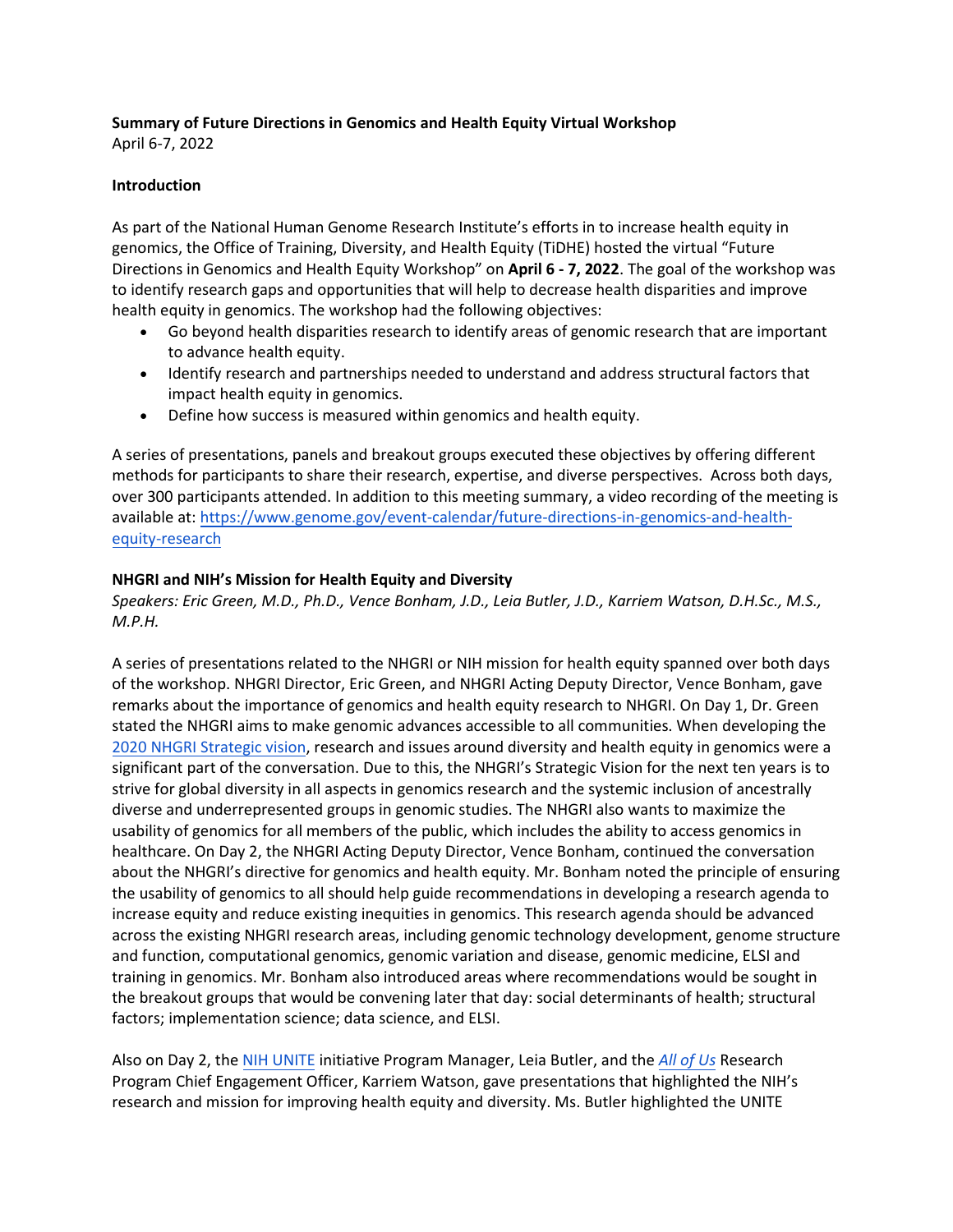**Summary of Future Directions in Genomics and Health Equity Virtual Workshop**
April 6-7, 2022

**Introduction**

As part of the National Human Genome Research Institute's efforts in to increase health equity in genomics, the Office of Training, Diversity, and Health Equity (TiDHE) hosted the virtual "Future Directions in Genomics and Health Equity Workshop" on **April 6 - 7, 2022**. The goal of the workshop was to identify research gaps and opportunities that will help to decrease health disparities and improve health equity in genomics. The workshop had the following objectives:

- Go beyond health disparities research to identify areas of genomic research that are important to advance health equity.
- Identify research and partnerships needed to understand and address structural factors that impact health equity in genomics.
- Define how success is measured within genomics and health equity.

A series of presentations, panels and breakout groups executed these objectives by offering different methods for participants to share their research, expertise, and diverse perspectives. Across both days, over 300 participants attended. In addition to this meeting summary, a video recording of the meeting is available at: [https://www.genome.gov/event-calendar/future-directions-in-genomics-and-health-equity-research](https://www.genome.gov/event-calendar/future-directions-in-genomics-and-health-equity-research)

**NHGRI and NIH's Mission for Health Equity and Diversity**

*Speakers: Eric Green, M.D., Ph.D., Vence Bonham, J.D., Leia Butler, J.D., Karriem Watson, D.H.Sc., M.S., M.P.H.*

A series of presentations related to the NHGRI or NIH mission for health equity spanned over both days of the workshop. NHGRI Director, Eric Green, and NHGRI Acting Deputy Director, Vence Bonham, gave remarks about the importance of genomics and health equity research to NHGRI. On Day 1, Dr. Green stated the NHGRI aims to make genomic advances accessible to all communities. When developing the 2020 NHGRI Strategic vision, research and issues around diversity and health equity in genomics were a significant part of the conversation. Due to this, the NHGRI's Strategic Vision for the next ten years is to strive for global diversity in all aspects in genomics research and the systemic inclusion of ancestrally diverse and underrepresented groups in genomic studies. The NHGRI also wants to maximize the usability of genomics for all members of the public, which includes the ability to access genomics in healthcare. On Day 2, the NHGRI Acting Deputy Director, Vence Bonham, continued the conversation about the NHGRI's directive for genomics and health equity. Mr. Bonham noted the principle of ensuring the usability of genomics to all should help guide recommendations in developing a research agenda to increase equity and reduce existing inequities in genomics. This research agenda should be advanced across the existing NHGRI research areas, including genomic technology development, genome structure and function, computational genomics, genomic variation and disease, genomic medicine, ELSI and training in genomics. Mr. Bonham also introduced areas where recommendations would be sought in the breakout groups that would be convening later that day: social determinants of health; structural factors; implementation science; data science, and ELSI.

Also on Day 2, the NIH UNITE initiative Program Manager, Leia Butler, and the *All of Us* Research Program Chief Engagement Officer, Karriem Watson, gave presentations that highlighted the NIH's research and mission for improving health equity and diversity. Ms. Butler highlighted the UNITE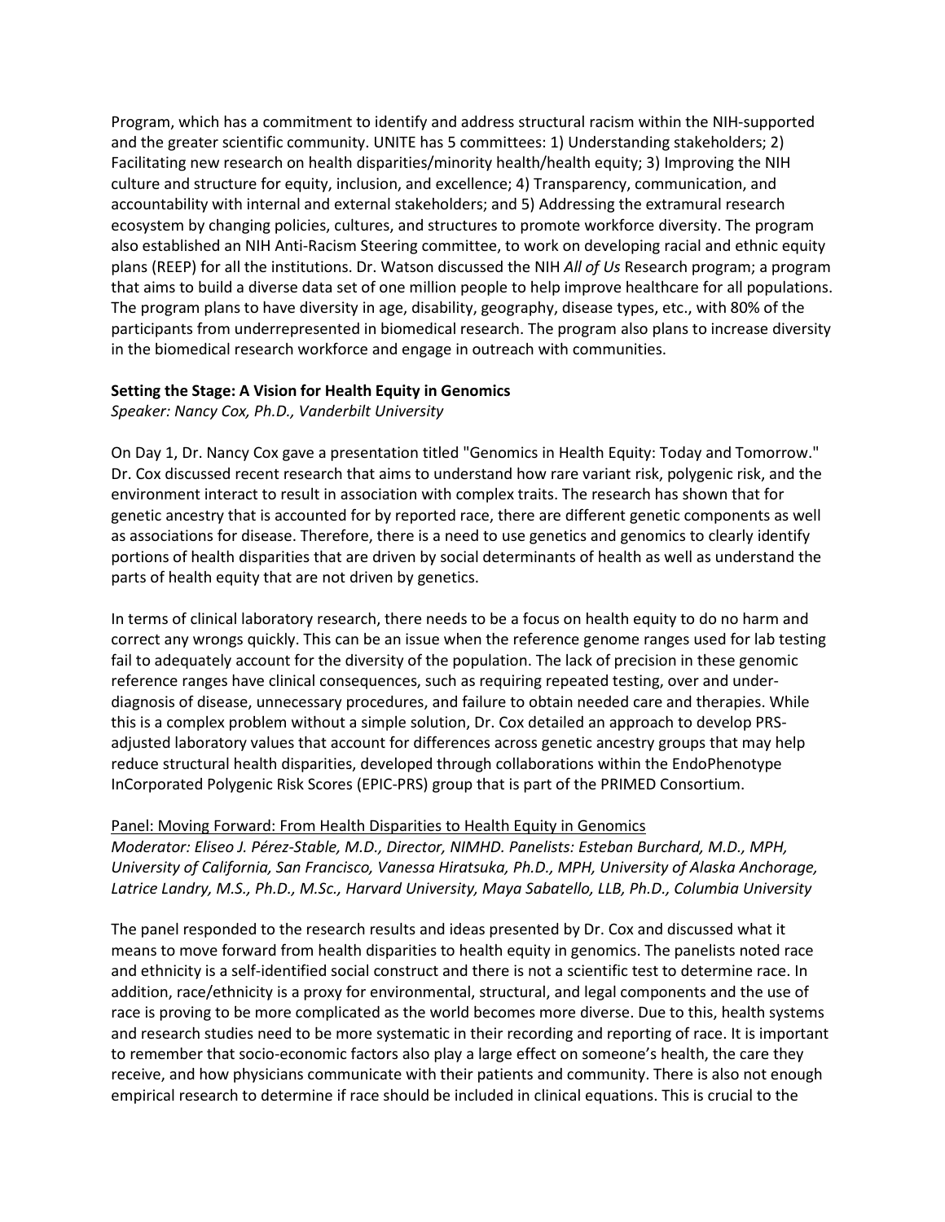Program, which has a commitment to identify and address structural racism within the NIH-supported and the greater scientific community. UNITE has 5 committees: 1) Understanding stakeholders; 2) Facilitating new research on health disparities/minority health/health equity; 3) Improving the NIH culture and structure for equity, inclusion, and excellence; 4) Transparency, communication, and accountability with internal and external stakeholders; and 5) Addressing the extramural research ecosystem by changing policies, cultures, and structures to promote workforce diversity. The program also established an NIH Anti-Racism Steering committee, to work on developing racial and ethnic equity plans (REEP) for all the institutions. Dr. Watson discussed the NIH *All of Us* Research program; a program that aims to build a diverse data set of one million people to help improve healthcare for all populations. The program plans to have diversity in age, disability, geography, disease types, etc., with 80% of the participants from underrepresented in biomedical research. The program also plans to increase diversity in the biomedical research workforce and engage in outreach with communities.

**Setting the Stage: A Vision for Health Equity in Genomics**

*Speaker: Nancy Cox, Ph.D., Vanderbilt University*

On Day 1, Dr. Nancy Cox gave a presentation titled "Genomics in Health Equity: Today and Tomorrow." Dr. Cox discussed recent research that aims to understand how rare variant risk, polygenic risk, and the environment interact to result in association with complex traits. The research has shown that for genetic ancestry that is accounted for by reported race, there are different genetic components as well as associations for disease. Therefore, there is a need to use genetics and genomics to clearly identify portions of health disparities that are driven by social determinants of health as well as understand the parts of health equity that are not driven by genetics.

In terms of clinical laboratory research, there needs to be a focus on health equity to do no harm and correct any wrongs quickly. This can be an issue when the reference genome ranges used for lab testing fail to adequately account for the diversity of the population. The lack of precision in these genomic reference ranges have clinical consequences, such as requiring repeated testing, over and under-diagnosis of disease, unnecessary procedures, and failure to obtain needed care and therapies. While this is a complex problem without a simple solution, Dr. Cox detailed an approach to develop PRS-adjusted laboratory values that account for differences across genetic ancestry groups that may help reduce structural health disparities, developed through collaborations within the EndoPhenotype InCorporated Polygenic Risk Scores (EPIC-PRS) group that is part of the PRIMED Consortium.

<u>Panel: Moving Forward: From Health Disparities to Health Equity in Genomics</u>

*Moderator: Eliseo J. Pérez-Stable, M.D., Director, NIMHD. Panelists: Esteban Burchard, M.D., MPH, University of California, San Francisco, Vanessa Hiratsuka, Ph.D., MPH, University of Alaska Anchorage, Latrice Landry, M.S., Ph.D., M.Sc., Harvard University, Maya Sabatello, LLB, Ph.D., Columbia University*

The panel responded to the research results and ideas presented by Dr. Cox and discussed what it means to move forward from health disparities to health equity in genomics. The panelists noted race and ethnicity is a self-identified social construct and there is not a scientific test to determine race. In addition, race/ethnicity is a proxy for environmental, structural, and legal components and the use of race is proving to be more complicated as the world becomes more diverse. Due to this, health systems and research studies need to be more systematic in their recording and reporting of race. It is important to remember that socio-economic factors also play a large effect on someone's health, the care they receive, and how physicians communicate with their patients and community. There is also not enough empirical research to determine if race should be included in clinical equations. This is crucial to the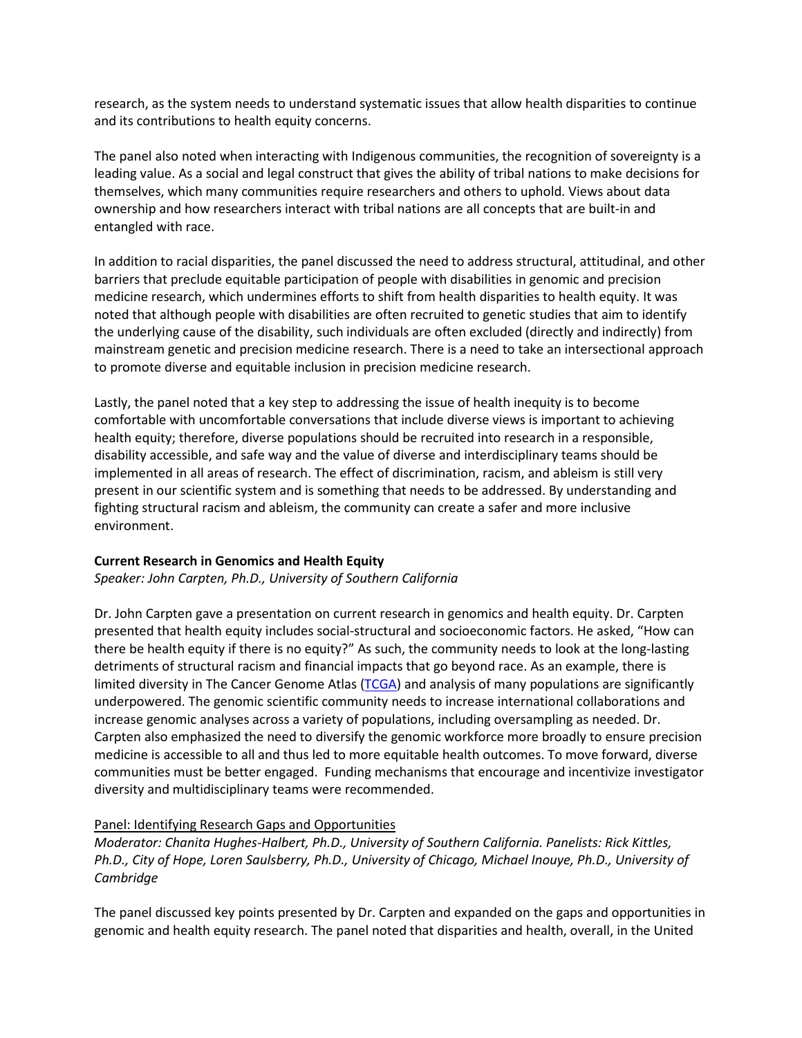research, as the system needs to understand systematic issues that allow health disparities to continue and its contributions to health equity concerns.

The panel also noted when interacting with Indigenous communities, the recognition of sovereignty is a leading value. As a social and legal construct that gives the ability of tribal nations to make decisions for themselves, which many communities require researchers and others to uphold. Views about data ownership and how researchers interact with tribal nations are all concepts that are built-in and entangled with race.

In addition to racial disparities, the panel discussed the need to address structural, attitudinal, and other barriers that preclude equitable participation of people with disabilities in genomic and precision medicine research, which undermines efforts to shift from health disparities to health equity. It was noted that although people with disabilities are often recruited to genetic studies that aim to identify the underlying cause of the disability, such individuals are often excluded (directly and indirectly) from mainstream genetic and precision medicine research. There is a need to take an intersectional approach to promote diverse and equitable inclusion in precision medicine research.

Lastly, the panel noted that a key step to addressing the issue of health inequity is to become comfortable with uncomfortable conversations that include diverse views is important to achieving health equity; therefore, diverse populations should be recruited into research in a responsible, disability accessible, and safe way and the value of diverse and interdisciplinary teams should be implemented in all areas of research. The effect of discrimination, racism, and ableism is still very present in our scientific system and is something that needs to be addressed. By understanding and fighting structural racism and ableism, the community can create a safer and more inclusive environment.

**Current Research in Genomics and Health Equity**

*Speaker: John Carpten, Ph.D., University of Southern California*

Dr. John Carpten gave a presentation on current research in genomics and health equity. Dr. Carpten presented that health equity includes social-structural and socioeconomic factors. He asked, "How can there be health equity if there is no equity?" As such, the community needs to look at the long-lasting detriments of structural racism and financial impacts that go beyond race. As an example, there is limited diversity in The Cancer Genome Atlas (TCGA) and analysis of many populations are significantly underpowered. The genomic scientific community needs to increase international collaborations and increase genomic analyses across a variety of populations, including oversampling as needed. Dr. Carpten also emphasized the need to diversify the genomic workforce more broadly to ensure precision medicine is accessible to all and thus led to more equitable health outcomes. To move forward, diverse communities must be better engaged. Funding mechanisms that encourage and incentivize investigator diversity and multidisciplinary teams were recommended.

Panel: Identifying Research Gaps and Opportunities

*Moderator: Chanita Hughes-Halbert, Ph.D., University of Southern California. Panelists: Rick Kittles, Ph.D., City of Hope, Loren Saulsberry, Ph.D., University of Chicago, Michael Inouye, Ph.D., University of Cambridge*

The panel discussed key points presented by Dr. Carpten and expanded on the gaps and opportunities in genomic and health equity research. The panel noted that disparities and health, overall, in the United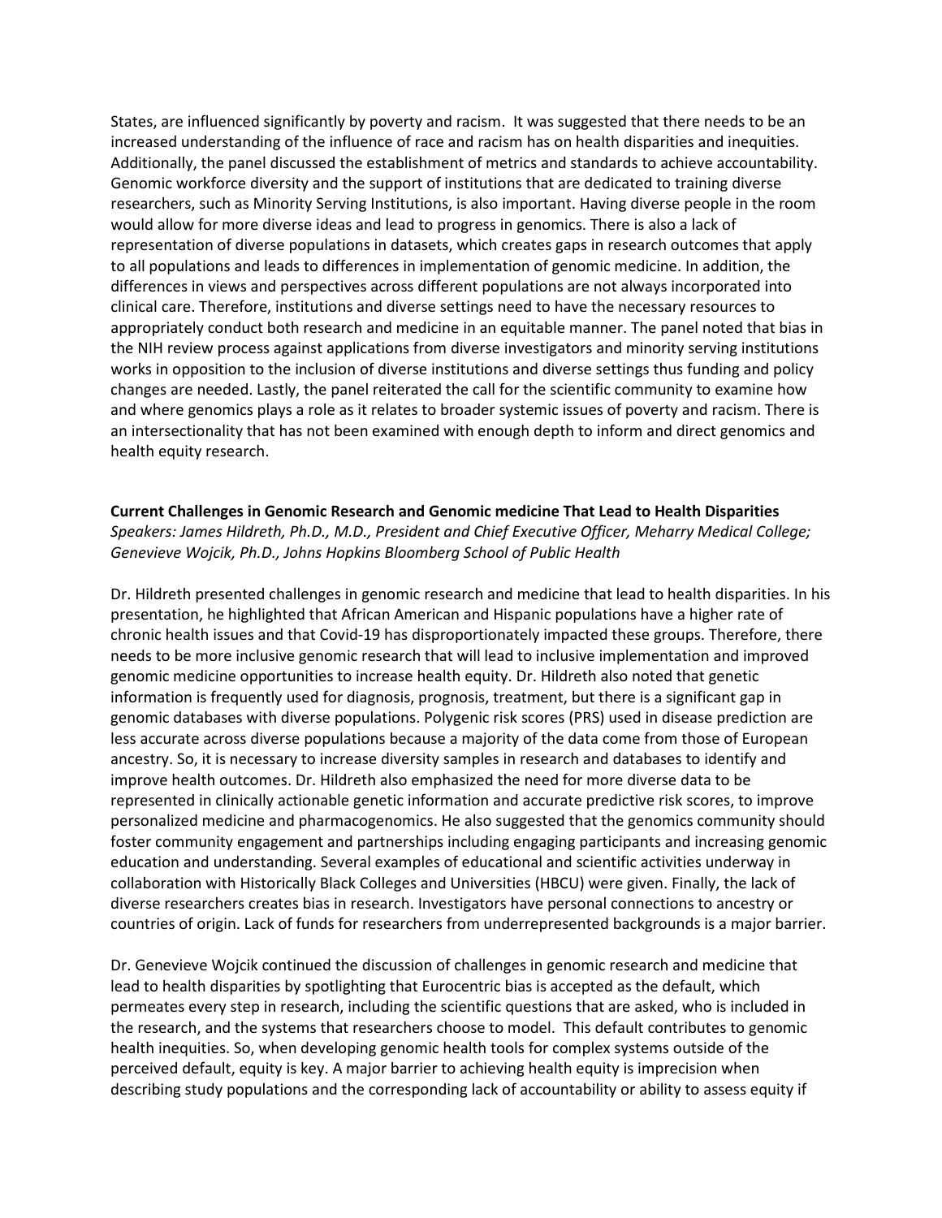States, are influenced significantly by poverty and racism. It was suggested that there needs to be an increased understanding of the influence of race and racism has on health disparities and inequities. Additionally, the panel discussed the establishment of metrics and standards to achieve accountability. Genomic workforce diversity and the support of institutions that are dedicated to training diverse researchers, such as Minority Serving Institutions, is also important. Having diverse people in the room would allow for more diverse ideas and lead to progress in genomics. There is also a lack of representation of diverse populations in datasets, which creates gaps in research outcomes that apply to all populations and leads to differences in implementation of genomic medicine. In addition, the differences in views and perspectives across different populations are not always incorporated into clinical care. Therefore, institutions and diverse settings need to have the necessary resources to appropriately conduct both research and medicine in an equitable manner. The panel noted that bias in the NIH review process against applications from diverse investigators and minority serving institutions works in opposition to the inclusion of diverse institutions and diverse settings thus funding and policy changes are needed. Lastly, the panel reiterated the call for the scientific community to examine how and where genomics plays a role as it relates to broader systemic issues of poverty and racism. There is an intersectionality that has not been examined with enough depth to inform and direct genomics and health equity research.

**Current Challenges in Genomic Research and Genomic medicine That Lead to Health Disparities**
*Speakers: James Hildreth, Ph.D., M.D., President and Chief Executive Officer, Meharry Medical College; Genevieve Wojcik, Ph.D., Johns Hopkins Bloomberg School of Public Health*

Dr. Hildreth presented challenges in genomic research and medicine that lead to health disparities. In his presentation, he highlighted that African American and Hispanic populations have a higher rate of chronic health issues and that Covid-19 has disproportionately impacted these groups. Therefore, there needs to be more inclusive genomic research that will lead to inclusive implementation and improved genomic medicine opportunities to increase health equity. Dr. Hildreth also noted that genetic information is frequently used for diagnosis, prognosis, treatment, but there is a significant gap in genomic databases with diverse populations. Polygenic risk scores (PRS) used in disease prediction are less accurate across diverse populations because a majority of the data come from those of European ancestry. So, it is necessary to increase diversity samples in research and databases to identify and improve health outcomes. Dr. Hildreth also emphasized the need for more diverse data to be represented in clinically actionable genetic information and accurate predictive risk scores, to improve personalized medicine and pharmacogenomics. He also suggested that the genomics community should foster community engagement and partnerships including engaging participants and increasing genomic education and understanding. Several examples of educational and scientific activities underway in collaboration with Historically Black Colleges and Universities (HBCU) were given. Finally, the lack of diverse researchers creates bias in research. Investigators have personal connections to ancestry or countries of origin. Lack of funds for researchers from underrepresented backgrounds is a major barrier.

Dr. Genevieve Wojcik continued the discussion of challenges in genomic research and medicine that lead to health disparities by spotlighting that Eurocentric bias is accepted as the default, which permeates every step in research, including the scientific questions that are asked, who is included in the research, and the systems that researchers choose to model. This default contributes to genomic health inequities. So, when developing genomic health tools for complex systems outside of the perceived default, equity is key. A major barrier to achieving health equity is imprecision when describing study populations and the corresponding lack of accountability or ability to assess equity if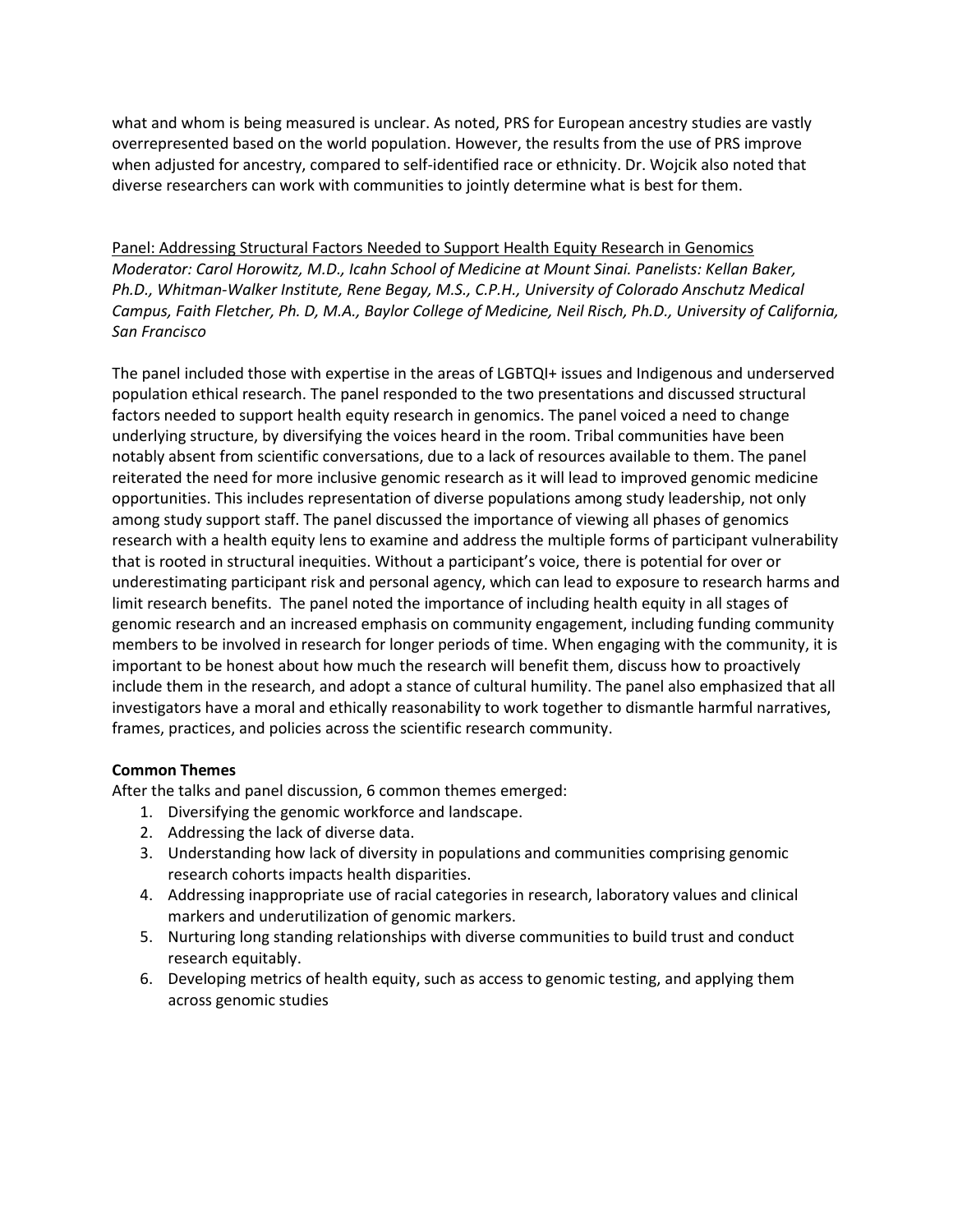what and whom is being measured is unclear. As noted, PRS for European ancestry studies are vastly overrepresented based on the world population. However, the results from the use of PRS improve when adjusted for ancestry, compared to self-identified race or ethnicity. Dr. Wojcik also noted that diverse researchers can work with communities to jointly determine what is best for them.

<u>Panel: Addressing Structural Factors Needed to Support Health Equity Research in Genomics</u>
*Moderator: Carol Horowitz, M.D., Icahn School of Medicine at Mount Sinai. Panelists: Kellan Baker, Ph.D., Whitman-Walker Institute, Rene Begay, M.S., C.P.H., University of Colorado Anschutz Medical Campus, Faith Fletcher, Ph. D, M.A., Baylor College of Medicine, Neil Risch, Ph.D., University of California, San Francisco*

The panel included those with expertise in the areas of LGBTQI+ issues and Indigenous and underserved population ethical research. The panel responded to the two presentations and discussed structural factors needed to support health equity research in genomics. The panel voiced a need to change underlying structure, by diversifying the voices heard in the room. Tribal communities have been notably absent from scientific conversations, due to a lack of resources available to them. The panel reiterated the need for more inclusive genomic research as it will lead to improved genomic medicine opportunities. This includes representation of diverse populations among study leadership, not only among study support staff. The panel discussed the importance of viewing all phases of genomics research with a health equity lens to examine and address the multiple forms of participant vulnerability that is rooted in structural inequities. Without a participant's voice, there is potential for over or underestimating participant risk and personal agency, which can lead to exposure to research harms and limit research benefits. The panel noted the importance of including health equity in all stages of genomic research and an increased emphasis on community engagement, including funding community members to be involved in research for longer periods of time. When engaging with the community, it is important to be honest about how much the research will benefit them, discuss how to proactively include them in the research, and adopt a stance of cultural humility. The panel also emphasized that all investigators have a moral and ethically reasonability to work together to dismantle harmful narratives, frames, practices, and policies across the scientific research community.

**Common Themes**

After the talks and panel discussion, 6 common themes emerged:

1. Diversifying the genomic workforce and landscape.
2. Addressing the lack of diverse data.
3. Understanding how lack of diversity in populations and communities comprising genomic research cohorts impacts health disparities.
4. Addressing inappropriate use of racial categories in research, laboratory values and clinical markers and underutilization of genomic markers.
5. Nurturing long standing relationships with diverse communities to build trust and conduct research equitably.
6. Developing metrics of health equity, such as access to genomic testing, and applying them across genomic studies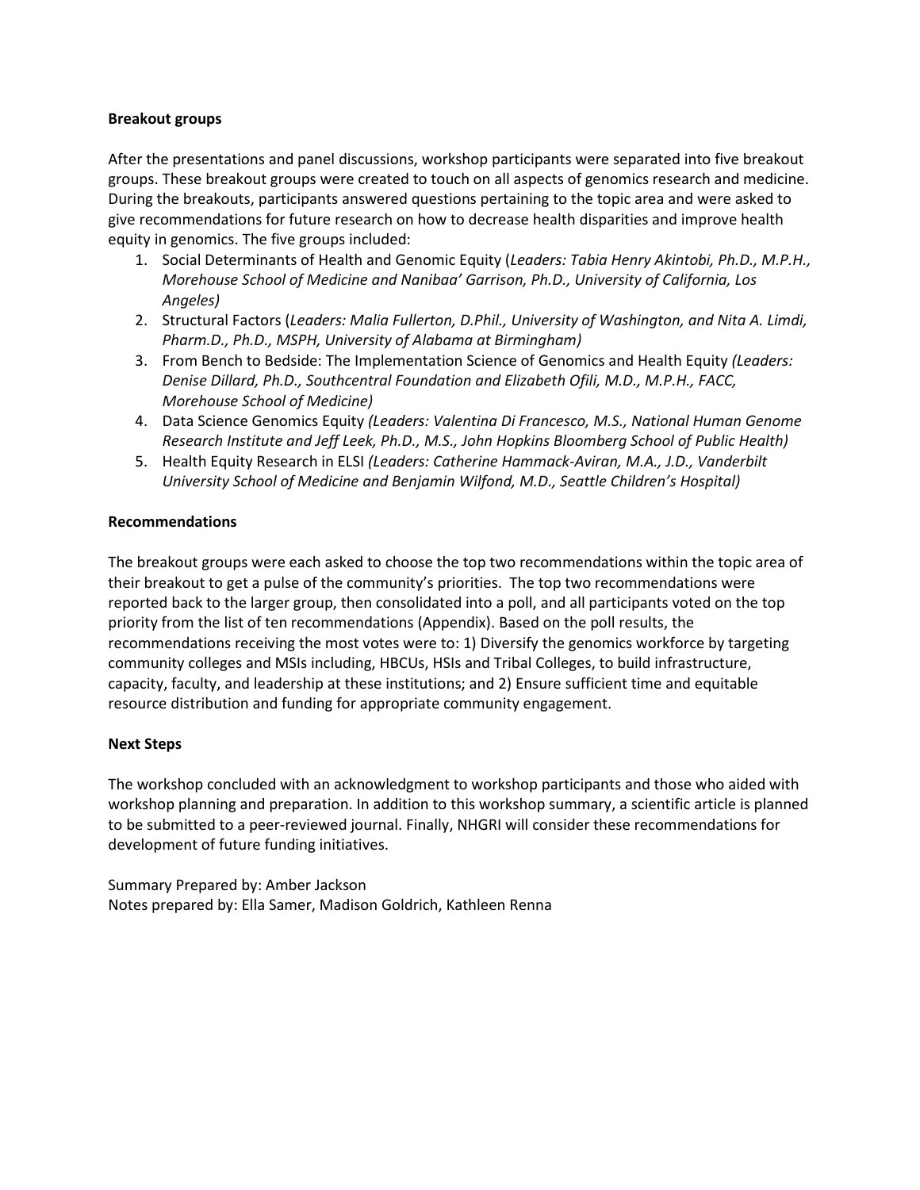**Breakout groups**

After the presentations and panel discussions, workshop participants were separated into five breakout groups. These breakout groups were created to touch on all aspects of genomics research and medicine. During the breakouts, participants answered questions pertaining to the topic area and were asked to give recommendations for future research on how to decrease health disparities and improve health equity in genomics. The five groups included:

1. Social Determinants of Health and Genomic Equity (*Leaders: Tabia Henry Akintobi, Ph.D., M.P.H., Morehouse School of Medicine and Nanibaa' Garrison, Ph.D., University of California, Los Angeles)*
2. Structural Factors (*Leaders: Malia Fullerton, D.Phil., University of Washington, and Nita A. Limdi, Pharm.D., Ph.D., MSPH, University of Alabama at Birmingham)*
3. From Bench to Bedside: The Implementation Science of Genomics and Health Equity *(Leaders: Denise Dillard, Ph.D., Southcentral Foundation and Elizabeth Ofili, M.D., M.P.H., FACC, Morehouse School of Medicine)*
4. Data Science Genomics Equity *(Leaders: Valentina Di Francesco, M.S., National Human Genome Research Institute and Jeff Leek, Ph.D., M.S., John Hopkins Bloomberg School of Public Health)*
5. Health Equity Research in ELSI *(Leaders: Catherine Hammack-Aviran, M.A., J.D., Vanderbilt University School of Medicine and Benjamin Wilfond, M.D., Seattle Children's Hospital)*

**Recommendations**

The breakout groups were each asked to choose the top two recommendations within the topic area of their breakout to get a pulse of the community's priorities. The top two recommendations were reported back to the larger group, then consolidated into a poll, and all participants voted on the top priority from the list of ten recommendations (Appendix). Based on the poll results, the recommendations receiving the most votes were to: 1) Diversify the genomics workforce by targeting community colleges and MSIs including, HBCUs, HSIs and Tribal Colleges, to build infrastructure, capacity, faculty, and leadership at these institutions; and 2) Ensure sufficient time and equitable resource distribution and funding for appropriate community engagement.

**Next Steps**

The workshop concluded with an acknowledgment to workshop participants and those who aided with workshop planning and preparation. In addition to this workshop summary, a scientific article is planned to be submitted to a peer-reviewed journal. Finally, NHGRI will consider these recommendations for development of future funding initiatives.

Summary Prepared by: Amber Jackson
Notes prepared by: Ella Samer, Madison Goldrich, Kathleen Renna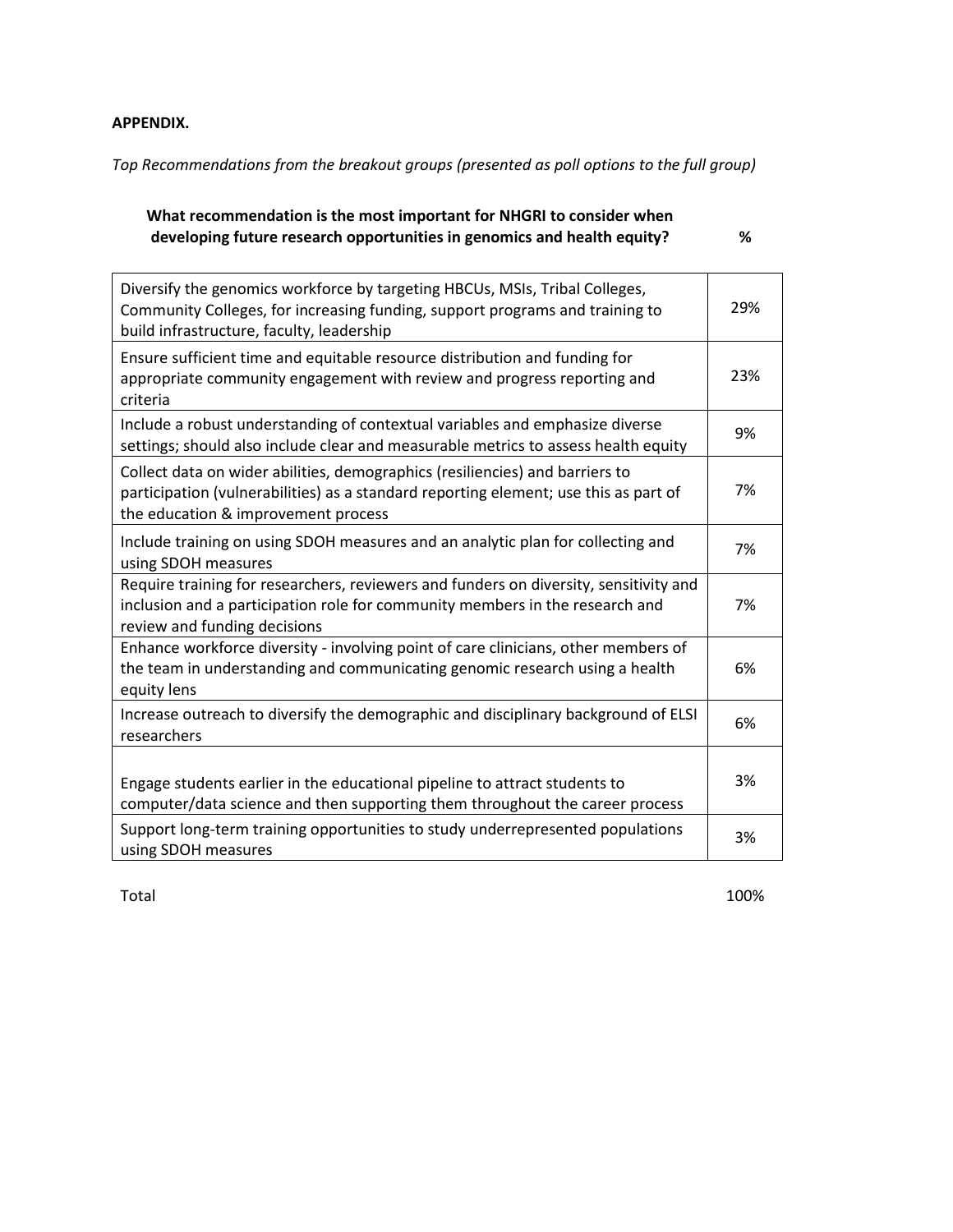**APPENDIX.**

*Top Recommendations from the breakout groups (presented as poll options to the full group)*

| What recommendation is the most important for NHGRI to consider when developing future research opportunities in genomics and health equity? | % |
|---|---|
| Diversify the genomics workforce by targeting HBCUs, MSIs, Tribal Colleges, Community Colleges, for increasing funding, support programs and training to build infrastructure, faculty, leadership | 29% |
| Ensure sufficient time and equitable resource distribution and funding for appropriate community engagement with review and progress reporting and criteria | 23% |
| Include a robust understanding of contextual variables and emphasize diverse settings; should also include clear and measurable metrics to assess health equity | 9% |
| Collect data on wider abilities, demographics (resiliencies) and barriers to participation (vulnerabilities) as a standard reporting element; use this as part of the education & improvement process | 7% |
| Include training on using SDOH measures and an analytic plan for collecting and using SDOH measures | 7% |
| Require training for researchers, reviewers and funders on diversity, sensitivity and inclusion and a participation role for community members in the research and review and funding decisions | 7% |
| Enhance workforce diversity - involving point of care clinicians, other members of the team in understanding and communicating genomic research using a health equity lens | 6% |
| Increase outreach to diversify the demographic and disciplinary background of ELSI researchers | 6% |
| Engage students earlier in the educational pipeline to attract students to computer/data science and then supporting them throughout the career process | 3% |
| Support long-term training opportunities to study underrepresented populations using SDOH measures | 3% |
| Total | 100% |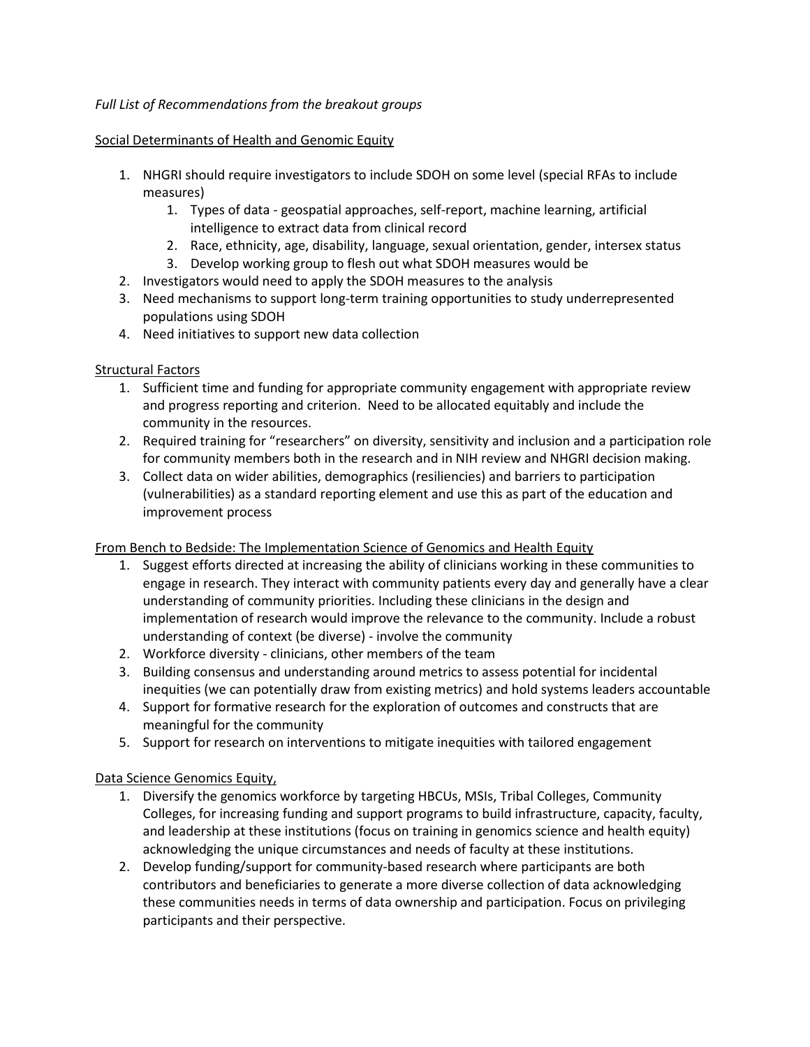*Full List of Recommendations from the breakout groups*

Social Determinants of Health and Genomic Equity

1. NHGRI should require investigators to include SDOH on some level (special RFAs to include measures)
   1. Types of data - geospatial approaches, self-report, machine learning, artificial intelligence to extract data from clinical record
   2. Race, ethnicity, age, disability, language, sexual orientation, gender, intersex status
   3. Develop working group to flesh out what SDOH measures would be
2. Investigators would need to apply the SDOH measures to the analysis
3. Need mechanisms to support long-term training opportunities to study underrepresented populations using SDOH
4. Need initiatives to support new data collection

Structural Factors

1. Sufficient time and funding for appropriate community engagement with appropriate review and progress reporting and criterion. Need to be allocated equitably and include the community in the resources.
2. Required training for "researchers" on diversity, sensitivity and inclusion and a participation role for community members both in the research and in NIH review and NHGRI decision making.
3. Collect data on wider abilities, demographics (resiliencies) and barriers to participation (vulnerabilities) as a standard reporting element and use this as part of the education and improvement process

From Bench to Bedside: The Implementation Science of Genomics and Health Equity

1. Suggest efforts directed at increasing the ability of clinicians working in these communities to engage in research. They interact with community patients every day and generally have a clear understanding of community priorities. Including these clinicians in the design and implementation of research would improve the relevance to the community. Include a robust understanding of context (be diverse) - involve the community
2. Workforce diversity - clinicians, other members of the team
3. Building consensus and understanding around metrics to assess potential for incidental inequities (we can potentially draw from existing metrics) and hold systems leaders accountable
4. Support for formative research for the exploration of outcomes and constructs that are meaningful for the community
5. Support for research on interventions to mitigate inequities with tailored engagement

Data Science Genomics Equity,

1. Diversify the genomics workforce by targeting HBCUs, MSIs, Tribal Colleges, Community Colleges, for increasing funding and support programs to build infrastructure, capacity, faculty, and leadership at these institutions (focus on training in genomics science and health equity) acknowledging the unique circumstances and needs of faculty at these institutions.
2. Develop funding/support for community-based research where participants are both contributors and beneficiaries to generate a more diverse collection of data acknowledging these communities needs in terms of data ownership and participation. Focus on privileging participants and their perspective.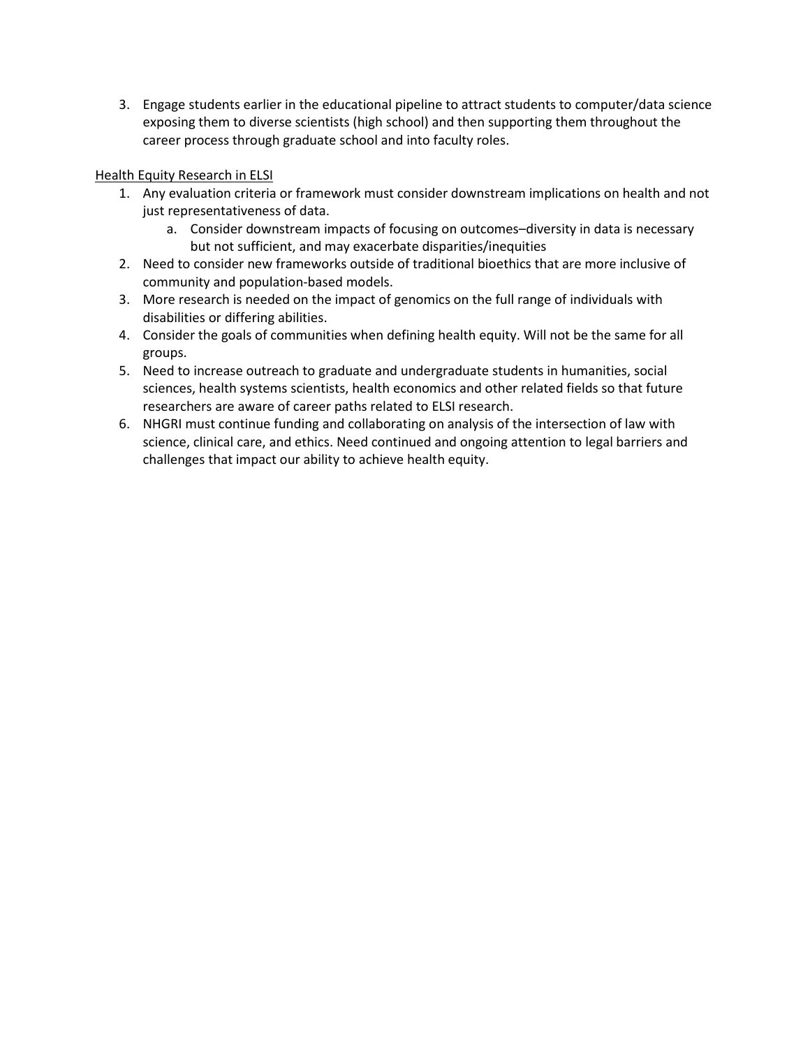3. Engage students earlier in the educational pipeline to attract students to computer/data science exposing them to diverse scientists (high school) and then supporting them throughout the career process through graduate school and into faculty roles.

Health Equity Research in ELSI

1. Any evaluation criteria or framework must consider downstream implications on health and not just representativeness of data.
   a. Consider downstream impacts of focusing on outcomes–diversity in data is necessary but not sufficient, and may exacerbate disparities/inequities
2. Need to consider new frameworks outside of traditional bioethics that are more inclusive of community and population-based models.
3. More research is needed on the impact of genomics on the full range of individuals with disabilities or differing abilities.
4. Consider the goals of communities when defining health equity. Will not be the same for all groups.
5. Need to increase outreach to graduate and undergraduate students in humanities, social sciences, health systems scientists, health economics and other related fields so that future researchers are aware of career paths related to ELSI research.
6. NHGRI must continue funding and collaborating on analysis of the intersection of law with science, clinical care, and ethics. Need continued and ongoing attention to legal barriers and challenges that impact our ability to achieve health equity.